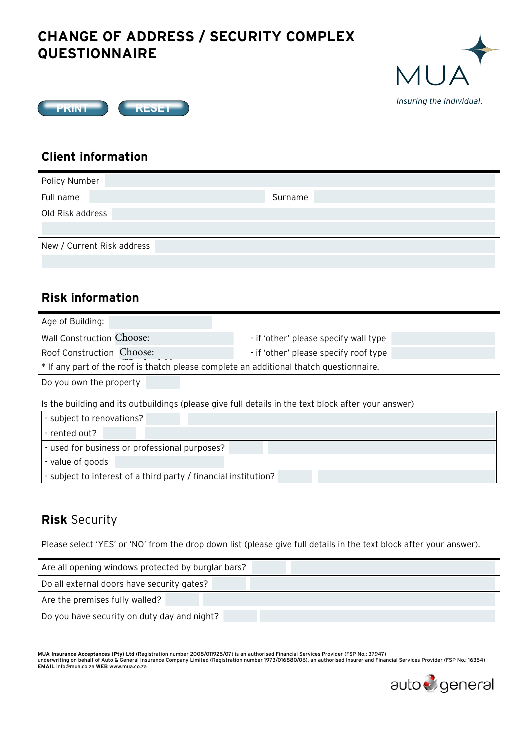# CHANGE OF ADDRESS / SECURITY COMPLEX QUESTIONNAIRE

MUA
*Insuring the Individual.*

PRINT RESET

## Client information

| | | | |
|---|---|---|---|
| Policy Number | | | |
| Full name | | Surname | |
| Old Risk address | | | |
| New / Current Risk address | | | |

## Risk information

| | | | |
|---|---|---|---|
| Age of Building: | | | |
| Wall Construction | Choose: | - if 'other' please specify wall type | |
| Roof Construction | Choose: | - if 'other' please specify roof type | |

\* If any part of the roof is thatch please complete an additional thatch questionnaire.

Do you own the property

Is the building and its outbuildings (please give full details in the text block after your answer)

| | | |
|---|---|---|
| - subject to renovations? | | |
| - rented out? | | |
| - used for business or professional purposes? | | |
| - value of goods | | |
| - subject to interest of a third party / financial institution? | | |

## **Risk** Security

Please select 'YES' or 'NO' from the drop down list (please give full details in the text block after your answer).

| | | |
|---|---|---|
| Are all opening windows protected by burglar bars? | | |
| Do all external doors have security gates? | | |
| Are the premises fully walled? | | |
| Do you have security on duty day and night? | | |

**MUA Insurance Acceptances (Pty) Ltd** (Registration number 2008/011925/07) is an authorised Financial Services Provider (FSP No.: 37947) underwriting on behalf of Auto & General Insurance Company Limited (Registration number 1973/016880/06), an authorised Insurer and Financial Services Provider (FSP No.: 16354)
**EMAIL** info@mua.co.za **WEB** www.mua.co.za

auto general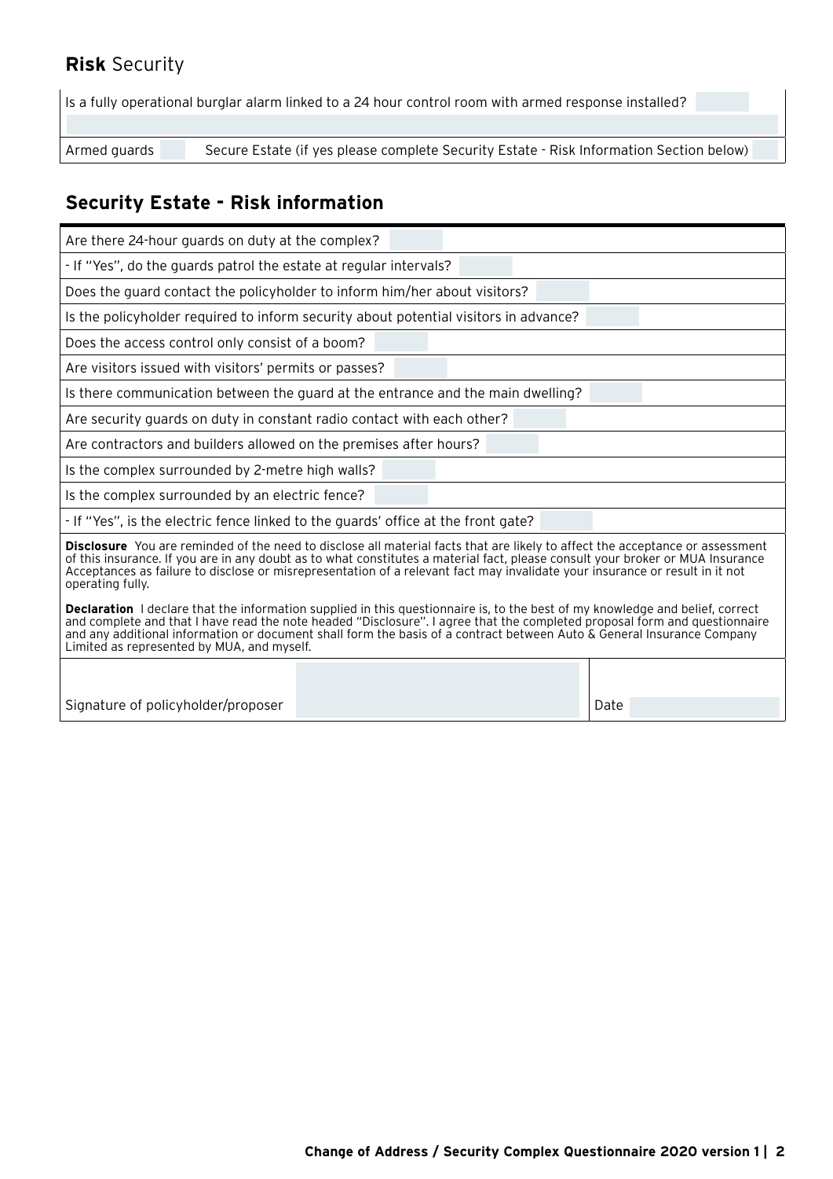## **Risk** Security

Is a fully operational burglar alarm linked to a 24 hour control room with armed response installed?

Armed guards Secure Estate (if yes please complete Security Estate - Risk Information Section below)

## Security Estate - Risk information

Are there 24-hour guards on duty at the complex?

- If "Yes", do the guards patrol the estate at regular intervals?

Does the guard contact the policyholder to inform him/her about visitors?

Is the policyholder required to inform security about potential visitors in advance?

Does the access control only consist of a boom?

Are visitors issued with visitors' permits or passes?

Is there communication between the guard at the entrance and the main dwelling?

Are security guards on duty in constant radio contact with each other?

Are contractors and builders allowed on the premises after hours?

Is the complex surrounded by 2-metre high walls?

Is the complex surrounded by an electric fence?

- If "Yes", is the electric fence linked to the guards' office at the front gate?

**Disclosure** You are reminded of the need to disclose all material facts that are likely to affect the acceptance or assessment of this insurance. If you are in any doubt as to what constitutes a material fact, please consult your broker or MUA Insurance Acceptances as failure to disclose or misrepresentation of a relevant fact may invalidate your insurance or result in it not operating fully.

**Declaration** I declare that the information supplied in this questionnaire is, to the best of my knowledge and belief, correct and complete and that I have read the note headed "Disclosure". I agree that the completed proposal form and questionnaire and any additional information or document shall form the basis of a contract between Auto & General Insurance Company Limited as represented by MUA, and myself.

Signature of policyholder/proposer Date